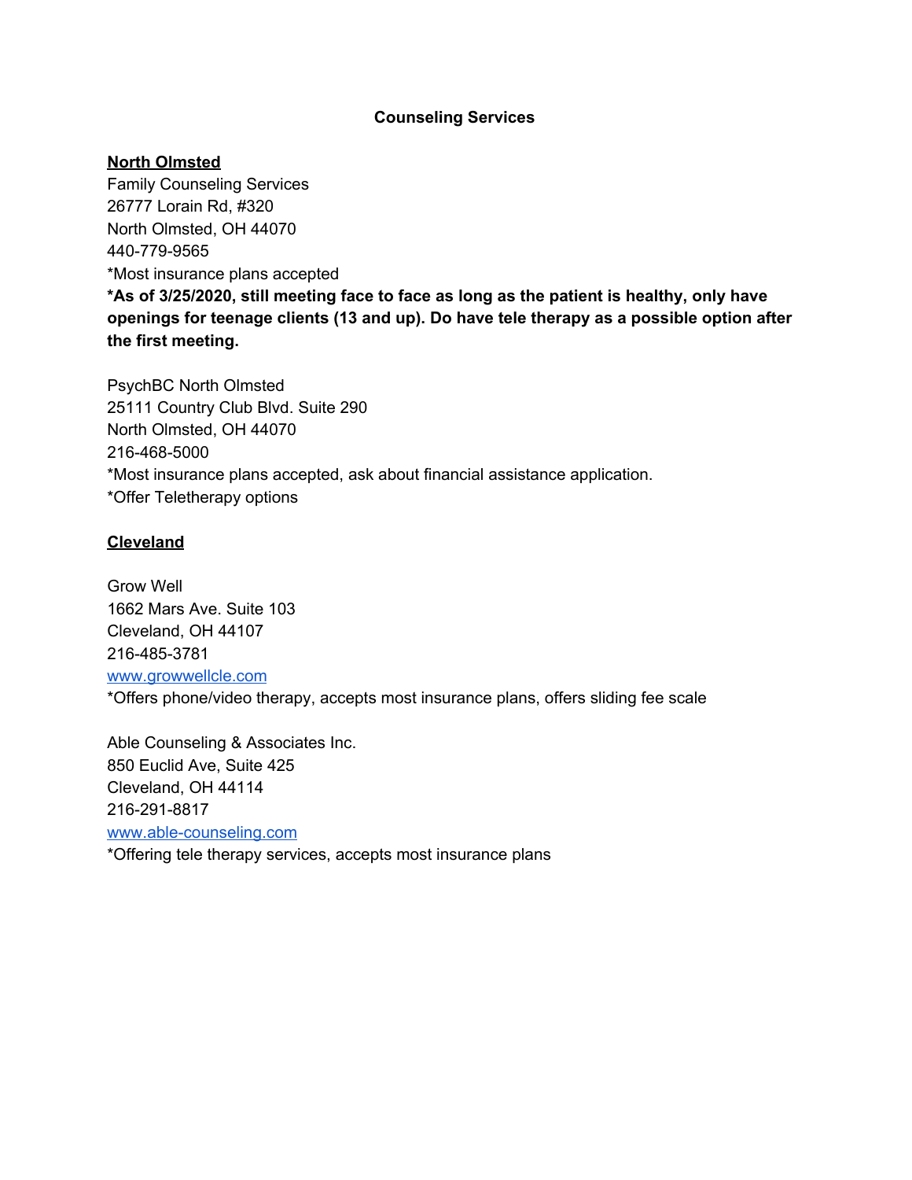# Counseling Services

## North Olmsted

Family Counseling Services
26777 Lorain Rd, #320
North Olmsted, OH 44070
440-779-9565
*Most insurance plans accepted
**\*As of 3/25/2020, still meeting face to face as long as the patient is healthy, only have openings for teenage clients (13 and up). Do have tele therapy as a possible option after the first meeting.**

PsychBC North Olmsted
25111 Country Club Blvd. Suite 290
North Olmsted, OH 44070
216-468-5000
*Most insurance plans accepted, ask about financial assistance application.
*Offer Teletherapy options

## Cleveland

Grow Well
1662 Mars Ave. Suite 103
Cleveland, OH 44107
216-485-3781
[www.growwellcle.com](http://www.growwellcle.com)
*Offers phone/video therapy, accepts most insurance plans, offers sliding fee scale

Able Counseling & Associates Inc.
850 Euclid Ave, Suite 425
Cleveland, OH 44114
216-291-8817
[www.able-counseling.com](http://www.able-counseling.com)
*Offering tele therapy services, accepts most insurance plans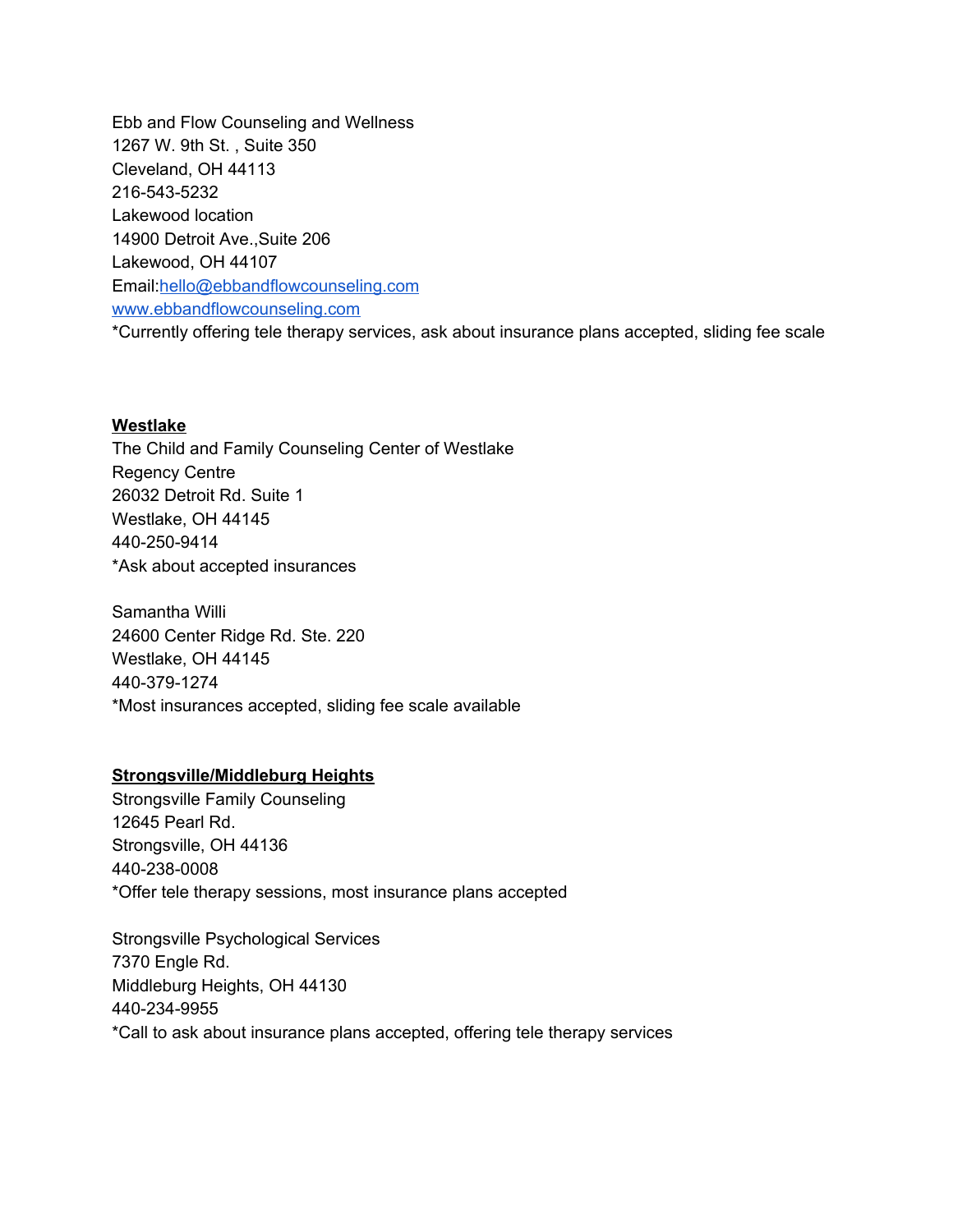Ebb and Flow Counseling and Wellness
1267 W. 9th St. , Suite 350
Cleveland, OH 44113
216-543-5232
Lakewood location
14900 Detroit Ave.,Suite 206
Lakewood, OH 44107
Email:[hello@ebbandflowcounseling.com](mailto:hello@ebbandflowcounseling.com)
[www.ebbandflowcounseling.com](http://www.ebbandflowcounseling.com)
*Currently offering tele therapy services, ask about insurance plans accepted, sliding fee scale

**Westlake**

The Child and Family Counseling Center of Westlake
Regency Centre
26032 Detroit Rd. Suite 1
Westlake, OH 44145
440-250-9414
*Ask about accepted insurances

Samantha Willi
24600 Center Ridge Rd. Ste. 220
Westlake, OH 44145
440-379-1274
*Most insurances accepted, sliding fee scale available

**Strongsville/Middleburg Heights**

Strongsville Family Counseling
12645 Pearl Rd.
Strongsville, OH 44136
440-238-0008
*Offer tele therapy sessions, most insurance plans accepted

Strongsville Psychological Services
7370 Engle Rd.
Middleburg Heights, OH 44130
440-234-9955
*Call to ask about insurance plans accepted, offering tele therapy services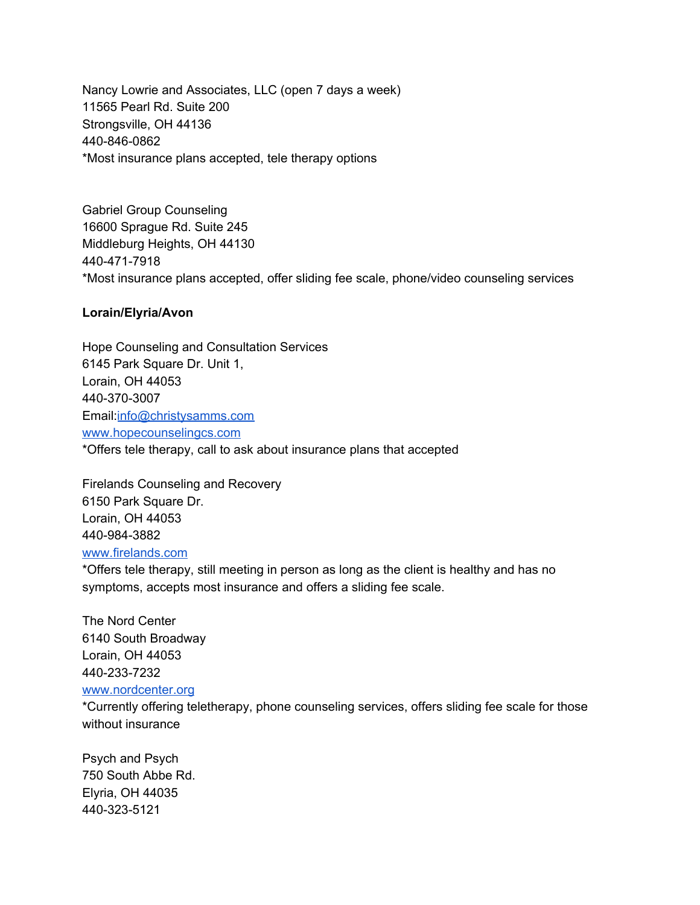Nancy Lowrie and Associates, LLC (open 7 days a week)
11565 Pearl Rd. Suite 200
Strongsville, OH 44136
440-846-0862
*Most insurance plans accepted, tele therapy options

Gabriel Group Counseling
16600 Sprague Rd. Suite 245
Middleburg Heights, OH 44130
440-471-7918
*Most insurance plans accepted, offer sliding fee scale, phone/video counseling services

**Lorain/Elyria/Avon**

Hope Counseling and Consultation Services
6145 Park Square Dr. Unit 1,
Lorain, OH 44053
440-370-3007
Email:[info@christysamms.com](mailto:info@christysamms.com)
[www.hopecounselingcs.com](http://www.hopecounselingcs.com)
*Offers tele therapy, call to ask about insurance plans that accepted

Firelands Counseling and Recovery
6150 Park Square Dr.
Lorain, OH 44053
440-984-3882
[www.firelands.com](http://www.firelands.com)
*Offers tele therapy, still meeting in person as long as the client is healthy and has no symptoms, accepts most insurance and offers a sliding fee scale.

The Nord Center
6140 South Broadway
Lorain, OH 44053
440-233-7232
[www.nordcenter.org](http://www.nordcenter.org)
*Currently offering teletherapy, phone counseling services, offers sliding fee scale for those without insurance

Psych and Psych
750 South Abbe Rd.
Elyria, OH 44035
440-323-5121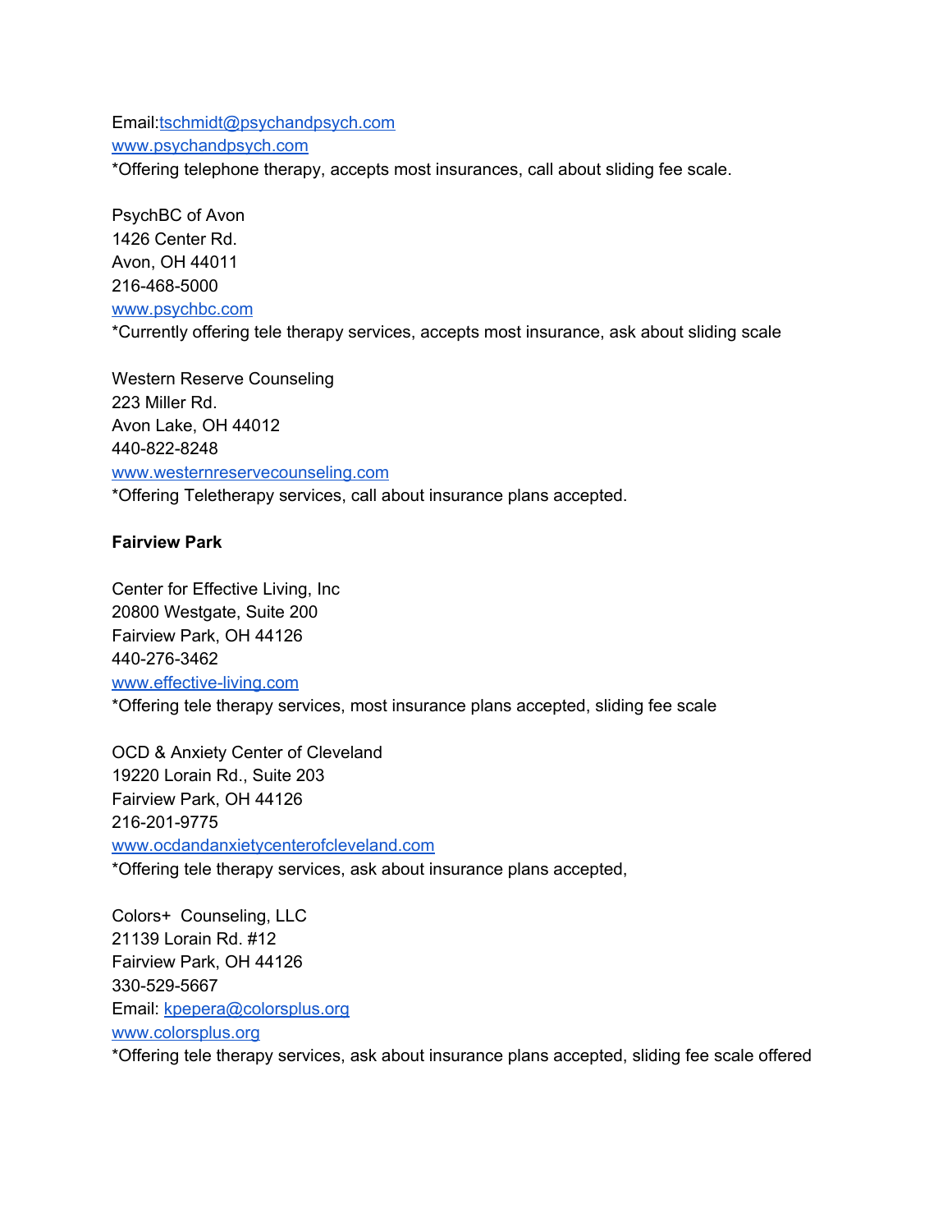Email:tschmidt@psychandpsych.com
www.psychandpsych.com
*Offering telephone therapy, accepts most insurances, call about sliding fee scale.

PsychBC of Avon
1426 Center Rd.
Avon, OH 44011
216-468-5000
www.psychbc.com
*Currently offering tele therapy services, accepts most insurance, ask about sliding scale

Western Reserve Counseling
223 Miller Rd.
Avon Lake, OH 44012
440-822-8248
www.westernreservecounseling.com
*Offering Teletherapy services, call about insurance plans accepted.

**Fairview Park**

Center for Effective Living, Inc
20800 Westgate, Suite 200
Fairview Park, OH 44126
440-276-3462
www.effective-living.com
*Offering tele therapy services, most insurance plans accepted, sliding fee scale

OCD & Anxiety Center of Cleveland
19220 Lorain Rd., Suite 203
Fairview Park, OH 44126
216-201-9775
www.ocdandanxietycenterofcleveland.com
*Offering tele therapy services, ask about insurance plans accepted,

Colors+ Counseling, LLC
21139 Lorain Rd. #12
Fairview Park, OH 44126
330-529-5667
Email: kpepera@colorsplus.org
www.colorsplus.org
*Offering tele therapy services, ask about insurance plans accepted, sliding fee scale offered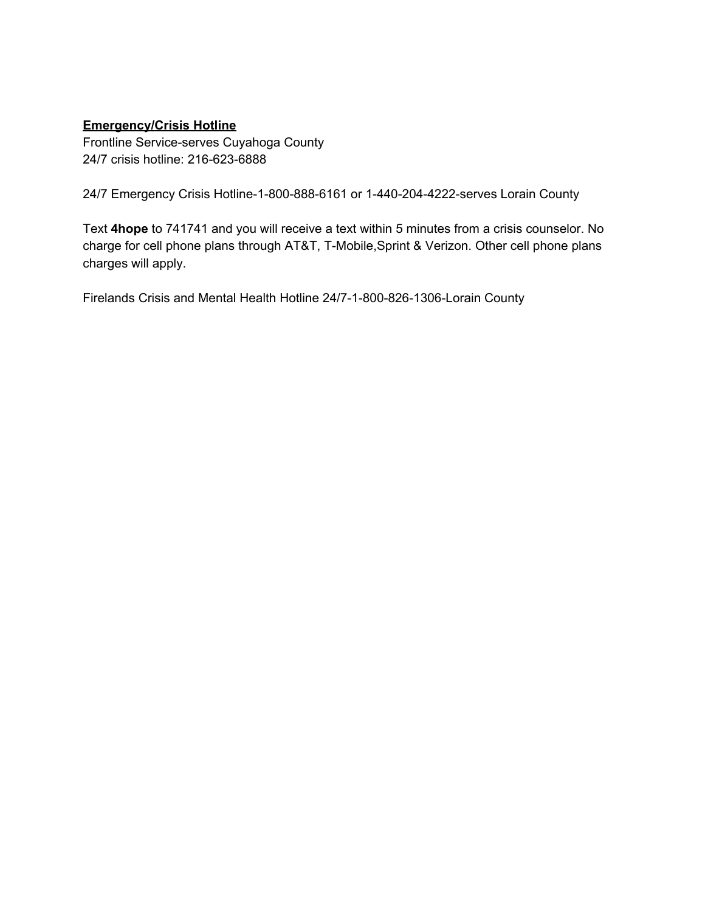**Emergency/Crisis Hotline**
Frontline Service-serves Cuyahoga County
24/7 crisis hotline: 216-623-6888

24/7 Emergency Crisis Hotline-1-800-888-6161 or 1-440-204-4222-serves Lorain County

Text **4hope** to 741741 and you will receive a text within 5 minutes from a crisis counselor. No charge for cell phone plans through AT&T, T-Mobile,Sprint & Verizon. Other cell phone plans charges will apply.

Firelands Crisis and Mental Health Hotline 24/7-1-800-826-1306-Lorain County